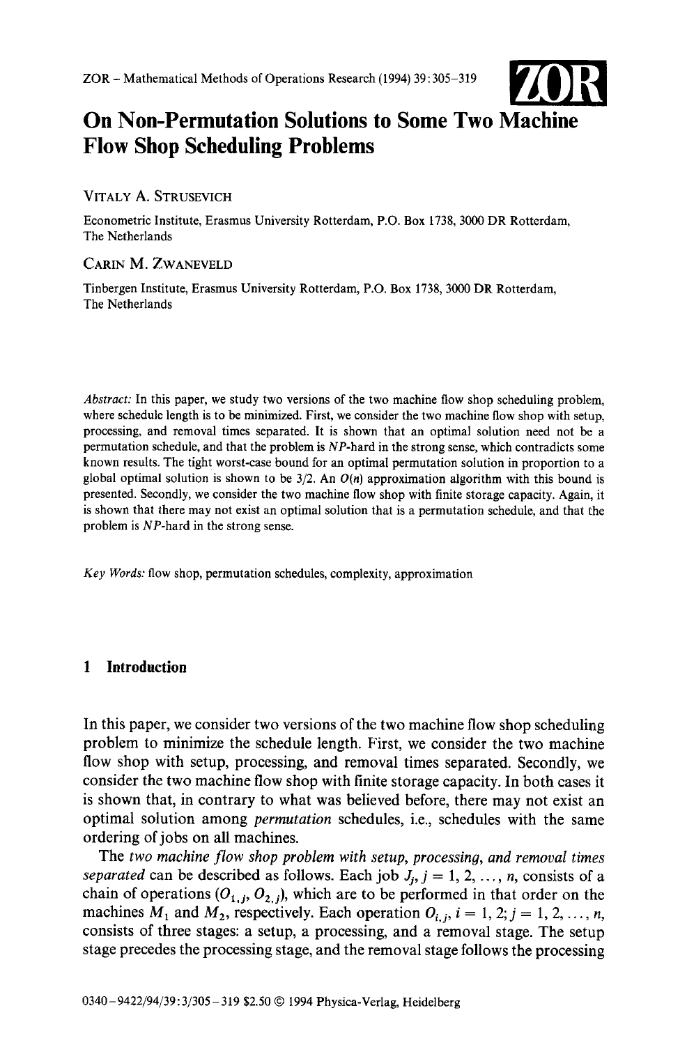# On Non-Permutation Solutions to Some Two Machine Flow Shop Scheduling Problems

VITALY A. STRUSEVICH

Econometric Institute, Erasmus University Rotterdam, P.O. Box 1738, 3000 DR Rotterdam, The Netherlands

CARIN M. ZWANEVELD

Tinbergen Institute, Erasmus University Rotterdam, P.O. Box 1738, 3000 DR Rotterdam, The Netherlands

*Abstract:* In this paper, we study two versions of the two machine flow shop scheduling problem, where schedule length is to be minimized. First, we consider the two machine flow shop with setup, processing, and removal times separated. It is shown that an optimal solution need not be a permutation schedule, and that the problem is $NP$-hard in the strong sense, which contradicts some known results. The tight worst-case bound for an optimal permutation solution in proportion to a global optimal solution is shown to be 3/2. An $O(n)$ approximation algorithm with this bound is presented. Secondly, we consider the two machine flow shop with finite storage capacity. Again, it is shown that there may not exist an optimal solution that is a permutation schedule, and that the problem is $NP$-hard in the strong sense.

*Key Words:* flow shop, permutation schedules, complexity, approximation

## 1 Introduction

In this paper, we consider two versions of the two machine flow shop scheduling problem to minimize the schedule length. First, we consider the two machine flow shop with setup, processing, and removal times separated. Secondly, we consider the two machine flow shop with finite storage capacity. In both cases it is shown that, in contrary to what was believed before, there may not exist an optimal solution among *permutation* schedules, i.e., schedules with the same ordering of jobs on all machines.

The *two machine flow shop problem with setup, processing, and removal times separated* can be described as follows. Each job $J_j, j = 1, 2, \ldots, n$, consists of a chain of operations $(O_{1,j}, O_{2,j})$, which are to be performed in that order on the machines $M_1$ and $M_2$, respectively. Each operation $O_{i,j}, i = 1, 2; j = 1, 2, \ldots, n$, consists of three stages: a setup, a processing, and a removal stage. The setup stage precedes the processing stage, and the removal stage follows the processing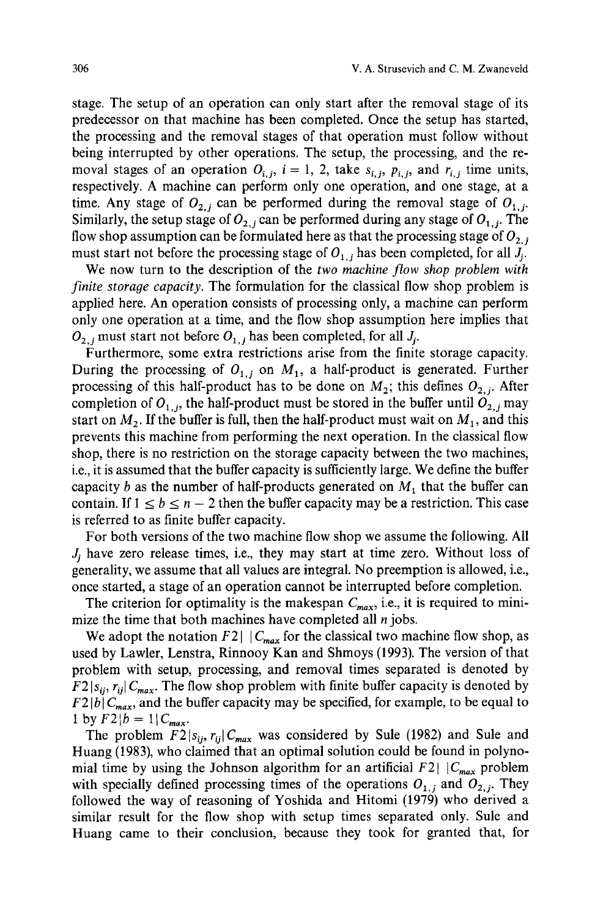stage. The setup of an operation can only start after the removal stage of its predecessor on that machine has been completed. Once the setup has started, the processing and the removal stages of that operation must follow without being interrupted by other operations. The setup, the processing, and the removal stages of an operation $O_{i,j}$, $i = 1, 2$, take $s_{i,j}$, $p_{i,j}$, and $r_{i,j}$ time units, respectively. A machine can perform only one operation, and one stage, at a time. Any stage of $O_{2,j}$ can be performed during the removal stage of $O_{1,j}$. Similarly, the setup stage of $O_{2,j}$ can be performed during any stage of $O_{1,j}$. The flow shop assumption can be formulated here as that the processing stage of $O_{2,j}$ must start not before the processing stage of $O_{1,j}$ has been completed, for all $J_j$.

We now turn to the description of the *two machine flow shop problem with finite storage capacity*. The formulation for the classical flow shop problem is applied here. An operation consists of processing only, a machine can perform only one operation at a time, and the flow shop assumption here implies that $O_{2,j}$ must start not before $O_{1,j}$ has been completed, for all $J_j$.

Furthermore, some extra restrictions arise from the finite storage capacity. During the processing of $O_{1,j}$ on $M_1$, a half-product is generated. Further processing of this half-product has to be done on $M_2$; this defines $O_{2,j}$. After completion of $O_{1,j}$, the half-product must be stored in the buffer until $O_{2,j}$ may start on $M_2$. If the buffer is full, then the half-product must wait on $M_1$, and this prevents this machine from performing the next operation. In the classical flow shop, there is no restriction on the storage capacity between the two machines, i.e., it is assumed that the buffer capacity is sufficiently large. We define the buffer capacity $b$ as the number of half-products generated on $M_1$ that the buffer can contain. If $1 \leq b \leq n - 2$ then the buffer capacity may be a restriction. This case is referred to as finite buffer capacity.

For both versions of the two machine flow shop we assume the following. All $J_j$ have zero release times, i.e., they may start at time zero. Without loss of generality, we assume that all values are integral. No preemption is allowed, i.e., once started, a stage of an operation cannot be interrupted before completion.

The criterion for optimality is the makespan $C_{max}$, i.e., it is required to minimize the time that both machines have completed all $n$ jobs.

We adopt the notation $F2| \; |C_{max}$ for the classical two machine flow shop, as used by Lawler, Lenstra, Rinnooy Kan and Shmoys (1993). The version of that problem with setup, processing, and removal times separated is denoted by $F2|s_{ij}, r_{ij}|C_{max}$. The flow shop problem with finite buffer capacity is denoted by $F2|b|C_{max}$, and the buffer capacity may be specified, for example, to be equal to 1 by $F2|b = 1|C_{max}$.

The problem $F2|s_{ij}, r_{ij}|C_{max}$ was considered by Sule (1982) and Sule and Huang (1983), who claimed that an optimal solution could be found in polynomial time by using the Johnson algorithm for an artificial $F2| \; |C_{max}$ problem with specially defined processing times of the operations $O_{1,j}$ and $O_{2,j}$. They followed the way of reasoning of Yoshida and Hitomi (1979) who derived a similar result for the flow shop with setup times separated only. Sule and Huang came to their conclusion, because they took for granted that, for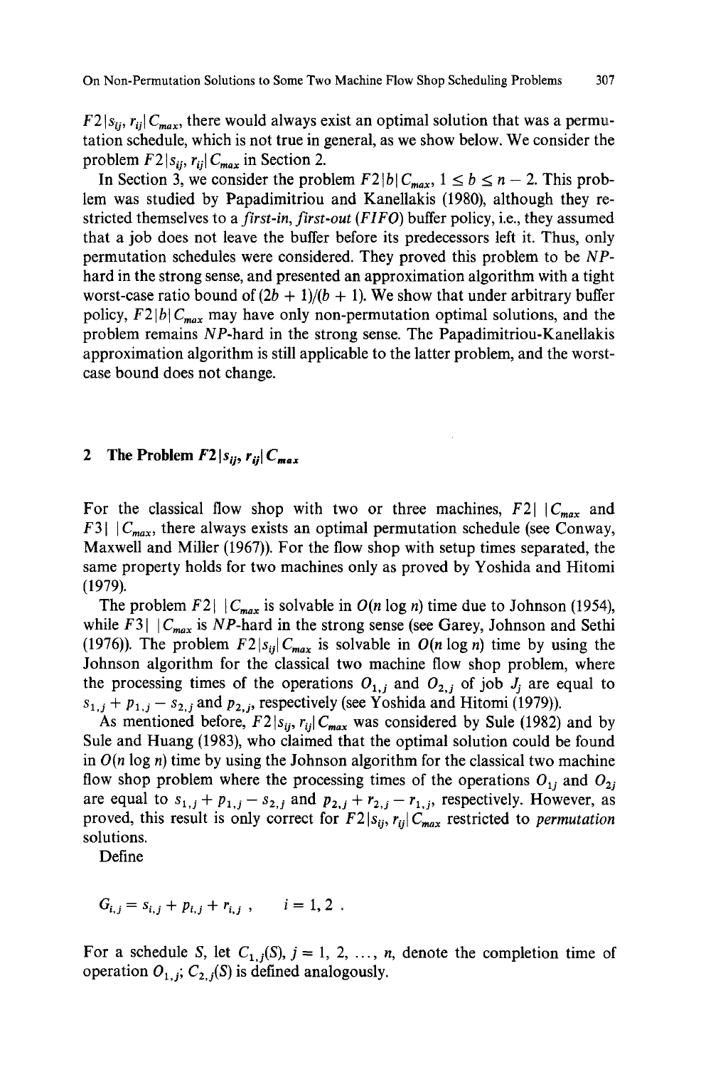$F2|s_{ij}, r_{ij}|C_{max}$, there would always exist an optimal solution that was a permutation schedule, which is not true in general, as we show below. We consider the problem $F2|s_{ij}, r_{ij}|C_{max}$ in Section 2.

In Section 3, we consider the problem $F2|b|C_{max}$, $1 \leq b \leq n-2$. This problem was studied by Papadimitriou and Kanellakis (1980), although they restricted themselves to a *first-in, first-out (FIFO)* buffer policy, i.e., they assumed that a job does not leave the buffer before its predecessors left it. Thus, only permutation schedules were considered. They proved this problem to be *NP*-hard in the strong sense, and presented an approximation algorithm with a tight worst-case ratio bound of $(2b+1)/(b+1)$. We show that under arbitrary buffer policy, $F2|b|C_{max}$ may have only non-permutation optimal solutions, and the problem remains *NP*-hard in the strong sense. The Papadimitriou-Kanellakis approximation algorithm is still applicable to the latter problem, and the worst-case bound does not change.

## 2 The Problem $F2|s_{ij}, r_{ij}|C_{max}$

For the classical flow shop with two or three machines, $F2|\,|C_{max}$ and $F3|\,|C_{max}$, there always exists an optimal permutation schedule (see Conway, Maxwell and Miller (1967)). For the flow shop with setup times separated, the same property holds for two machines only as proved by Yoshida and Hitomi (1979).

The problem $F2|\,|C_{max}$ is solvable in $O(n \log n)$ time due to Johnson (1954), while $F3|\,|C_{max}$ is *NP*-hard in the strong sense (see Garey, Johnson and Sethi (1976)). The problem $F2|s_{ij}|C_{max}$ is solvable in $O(n \log n)$ time by using the Johnson algorithm for the classical two machine flow shop problem, where the processing times of the operations $O_{1,j}$ and $O_{2,j}$ of job $J_j$ are equal to $s_{1,j} + p_{1,j} - s_{2,j}$ and $p_{2,j}$, respectively (see Yoshida and Hitomi (1979)).

As mentioned before, $F2|s_{ij}, r_{ij}|C_{max}$ was considered by Sule (1982) and by Sule and Huang (1983), who claimed that the optimal solution could be found in $O(n \log n)$ time by using the Johnson algorithm for the classical two machine flow shop problem where the processing times of the operations $O_{1j}$ and $O_{2j}$ are equal to $s_{1,j} + p_{1,j} - s_{2,j}$ and $p_{2,j} + r_{2,j} - r_{1,j}$, respectively. However, as proved, this result is only correct for $F2|s_{ij}, r_{ij}|C_{max}$ restricted to *permutation* solutions.

Define

$$G_{i,j} = s_{i,j} + p_{i,j} + r_{i,j}\ , \qquad i = 1, 2\ .$$

For a schedule $S$, let $C_{1,j}(S)$, $j = 1, 2, \ldots, n$, denote the completion time of operation $O_{1,j}$; $C_{2,j}(S)$ is defined analogously.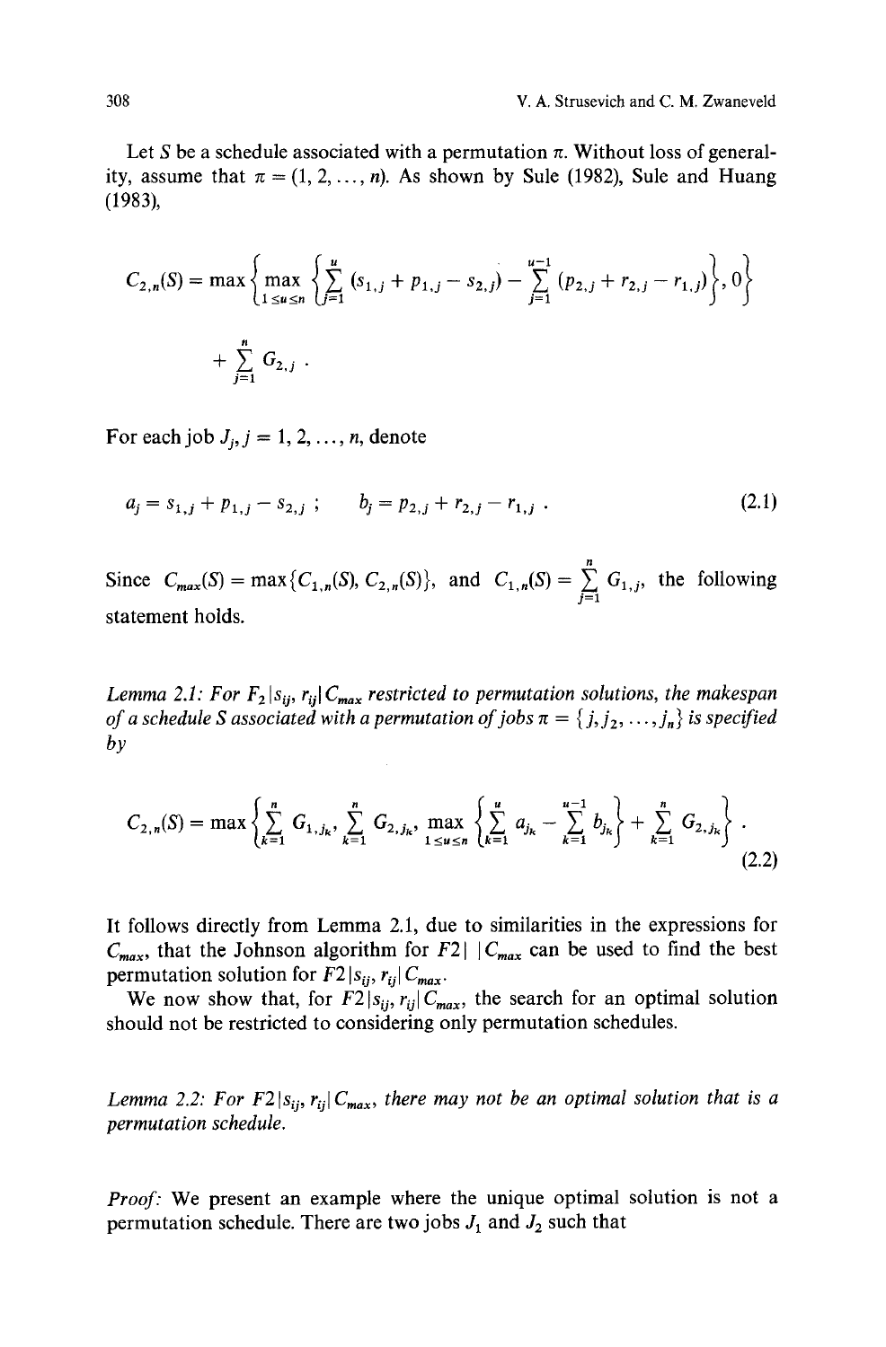Let $S$ be a schedule associated with a permutation $\pi$. Without loss of generality, assume that $\pi = (1, 2, \ldots, n)$. As shown by Sule (1982), Sule and Huang (1983),

$$C_{2,n}(S) = \max\left\{\max_{1 \le u \le n}\left\{\sum_{j=1}^{u}(s_{1,j} + p_{1,j} - s_{2,j}) - \sum_{j=1}^{u-1}(p_{2,j} + r_{2,j} - r_{1,j})\right\}, 0\right\} + \sum_{j=1}^{n} G_{2,j}\ .$$

For each job $J_j, j = 1, 2, \ldots, n$, denote

$$a_j = s_{1,j} + p_{1,j} - s_{2,j}\ ; \qquad b_j = p_{2,j} + r_{2,j} - r_{1,j}\ . \tag{2.1}$$

Since $C_{max}(S) = \max\{C_{1,n}(S), C_{2,n}(S)\}$, and $C_{1,n}(S) = \sum_{j=1}^{n} G_{1,j}$, the following statement holds.

*Lemma 2.1: For $F_2|s_{ij}, r_{ij}|C_{max}$ restricted to permutation solutions, the makespan of a schedule $S$ associated with a permutation of jobs $\pi = \{j, j_2, \ldots, j_n\}$ is specified by*

$$C_{2,n}(S) = \max\left\{\sum_{k=1}^{n} G_{1,j_k}, \sum_{k=1}^{n} G_{2,j_k}, \max_{1 \le u \le n}\left\{\sum_{k=1}^{u} a_{j_k} - \sum_{k=1}^{u-1} b_{j_k}\right\} + \sum_{k=1}^{n} G_{2,j_k}\right\}\ . \tag{2.2}$$

It follows directly from Lemma 2.1, due to similarities in the expressions for $C_{max}$, that the Johnson algorithm for $F2|\ |C_{max}$ can be used to find the best permutation solution for $F2|s_{ij}, r_{ij}|C_{max}$.

We now show that, for $F2|s_{ij}, r_{ij}|C_{max}$, the search for an optimal solution should not be restricted to considering only permutation schedules.

*Lemma 2.2: For $F2|s_{ij}, r_{ij}|C_{max}$, there may not be an optimal solution that is a permutation schedule.*

*Proof:* We present an example where the unique optimal solution is not a permutation schedule. There are two jobs $J_1$ and $J_2$ such that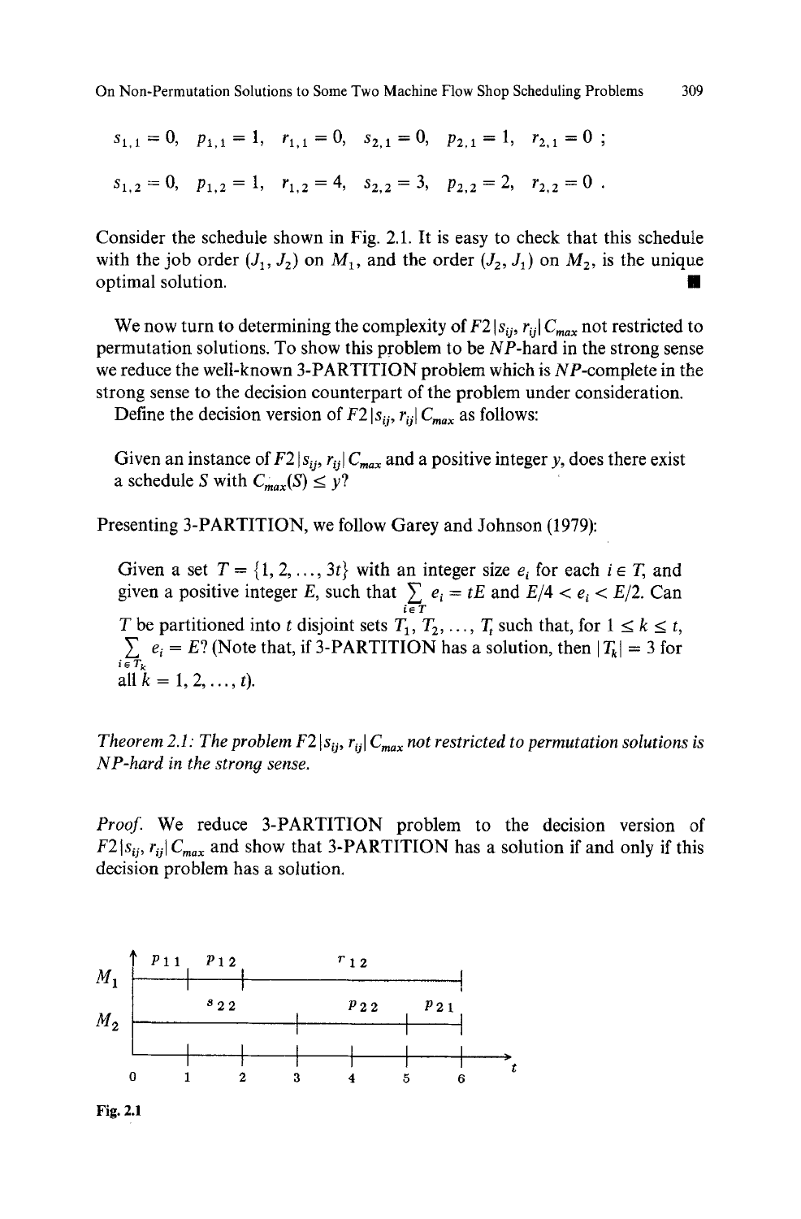$$s_{1,1} = 0, \quad p_{1,1} = 1, \quad r_{1,1} = 0, \quad s_{2,1} = 0, \quad p_{2,1} = 1, \quad r_{2,1} = 0 \; ;$$

$$s_{1,2} = 0, \quad p_{1,2} = 1, \quad r_{1,2} = 4, \quad s_{2,2} = 3, \quad p_{2,2} = 2, \quad r_{2,2} = 0 \; .$$

Consider the schedule shown in Fig. 2.1. It is easy to check that this schedule with the job order $(J_1, J_2)$ on $M_1$, and the order $(J_2, J_1)$ on $M_2$, is the unique optimal solution. ■

We now turn to determining the complexity of $F2|s_{ij}, r_{ij}|C_{max}$ not restricted to permutation solutions. To show this problem to be $NP$-hard in the strong sense we reduce the well-known 3-PARTITION problem which is $NP$-complete in the strong sense to the decision counterpart of the problem under consideration.

Define the decision version of $F2|s_{ij}, r_{ij}|C_{max}$ as follows:

> Given an instance of $F2|s_{ij}, r_{ij}|C_{max}$ and a positive integer $y$, does there exist a schedule $S$ with $C_{max}(S) \leq y$?

Presenting 3-PARTITION, we follow Garey and Johnson (1979):

> Given a set $T = \{1, 2, \ldots, 3t\}$ with an integer size $e_i$ for each $i \in T$, and given a positive integer $E$, such that $\sum_{i \in T} e_i = tE$ and $E/4 < e_i < E/2$. Can $T$ be partitioned into $t$ disjoint sets $T_1, T_2, \ldots, T_t$ such that, for $1 \leq k \leq t$, $\sum_{i \in T_k} e_i = E$? (Note that, if 3-PARTITION has a solution, then $|T_k| = 3$ for all $k = 1, 2, \ldots, t$).

*Theorem 2.1: The problem $F2|s_{ij}, r_{ij}|C_{max}$ not restricted to permutation solutions is $NP$-hard in the strong sense.*

*Proof.* We reduce 3-PARTITION problem to the decision version of $F2|s_{ij}, r_{ij}|C_{max}$ and show that 3-PARTITION has a solution if and only if this decision problem has a solution.

Fig. 2.1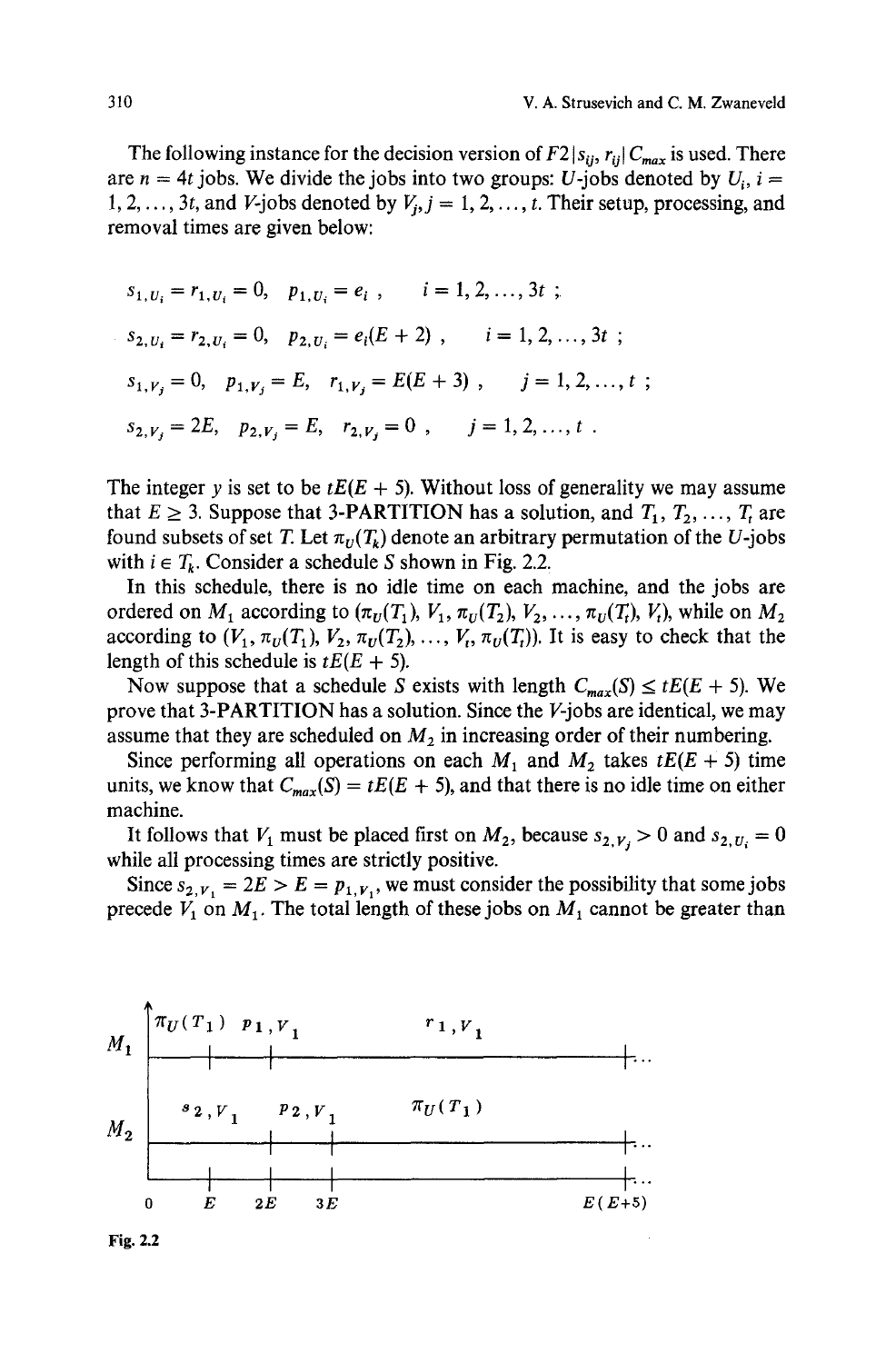The following instance for the decision version of $F2|s_{ij}, r_{ij}|C_{max}$ is used. There are $n = 4t$ jobs. We divide the jobs into two groups: $U$-jobs denoted by $U_i$, $i = 1, 2, \ldots, 3t$, and $V$-jobs denoted by $V_j$, $j = 1, 2, \ldots, t$. Their setup, processing, and removal times are given below:

$$s_{1,U_i} = r_{1,U_i} = 0, \quad p_{1,U_i} = e_i \ , \qquad i = 1, 2, \ldots, 3t \ ;$$

$$s_{2,U_i} = r_{2,U_i} = 0, \quad p_{2,U_i} = e_i(E+2) \ , \qquad i = 1, 2, \ldots, 3t \ ;$$

$$s_{1,V_j} = 0, \quad p_{1,V_j} = E, \quad r_{1,V_j} = E(E+3) \ , \qquad j = 1, 2, \ldots, t \ ;$$

$$s_{2,V_j} = 2E, \quad p_{2,V_j} = E, \quad r_{2,V_j} = 0 \ , \qquad j = 1, 2, \ldots, t \ .$$

The integer $y$ is set to be $tE(E+5)$. Without loss of generality we may assume that $E \geq 3$. Suppose that 3-PARTITION has a solution, and $T_1, T_2, \ldots, T_t$ are found subsets of set $T$. Let $\pi_U(T_k)$ denote an arbitrary permutation of the $U$-jobs with $i \in T_k$. Consider a schedule $S$ shown in Fig. 2.2.

In this schedule, there is no idle time on each machine, and the jobs are ordered on $M_1$ according to $(\pi_U(T_1), V_1, \pi_U(T_2), V_2, \ldots, \pi_U(T_t), V_t)$, while on $M_2$ according to $(V_1, \pi_U(T_1), V_2, \pi_U(T_2), \ldots, V_t, \pi_U(T_t))$. It is easy to check that the length of this schedule is $tE(E+5)$.

Now suppose that a schedule $S$ exists with length $C_{max}(S) \leq tE(E+5)$. We prove that 3-PARTITION has a solution. Since the $V$-jobs are identical, we may assume that they are scheduled on $M_2$ in increasing order of their numbering.

Since performing all operations on each $M_1$ and $M_2$ takes $tE(E+5)$ time units, we know that $C_{max}(S) = tE(E+5)$, and that there is no idle time on either machine.

It follows that $V_1$ must be placed first on $M_2$, because $s_{2,V_j} > 0$ and $s_{2,U_i} = 0$ while all processing times are strictly positive.

Since $s_{2,V_1} = 2E > E = p_{1,V_1}$, we must consider the possibility that some jobs precede $V_1$ on $M_1$. The total length of these jobs on $M_1$ cannot be greater than

Fig. 2.2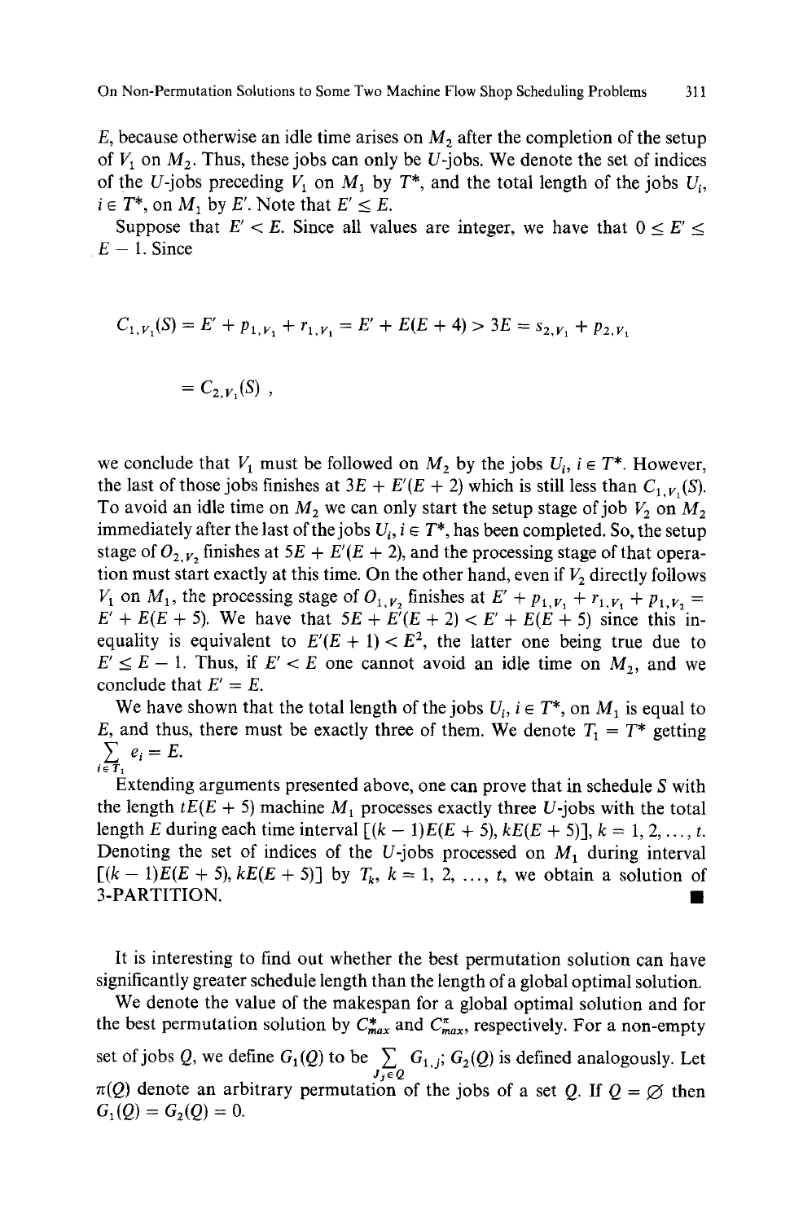$E$, because otherwise an idle time arises on $M_2$ after the completion of the setup of $V_1$ on $M_2$. Thus, these jobs can only be $U$-jobs. We denote the set of indices of the $U$-jobs preceding $V_1$ on $M_1$ by $T^*$, and the total length of the jobs $U_i$, $i \in T^*$, on $M_1$ by $E'$. Note that $E' \leq E$.

Suppose that $E' < E$. Since all values are integer, we have that $0 \leq E' \leq E - 1$. Since

$$C_{1,V_1}(S) = E' + p_{1,V_1} + r_{1,V_1} = E' + E(E+4) > 3E = s_{2,V_1} + p_{2,V_1}$$

$$= C_{2,V_1}(S) ,$$

we conclude that $V_1$ must be followed on $M_2$ by the jobs $U_i$, $i \in T^*$. However, the last of those jobs finishes at $3E + E'(E+2)$ which is still less than $C_{1,V_1}(S)$. To avoid an idle time on $M_2$ we can only start the setup stage of job $V_2$ on $M_2$ immediately after the last of the jobs $U_i$, $i \in T^*$, has been completed. So, the setup stage of $O_{2,V_2}$ finishes at $5E + E'(E+2)$, and the processing stage of that operation must start exactly at this time. On the other hand, even if $V_2$ directly follows $V_1$ on $M_1$, the processing stage of $O_{1,V_2}$ finishes at $E' + p_{1,V_1} + r_{1,V_1} + p_{1,V_2} = E' + E(E+5)$. We have that $5E + E'(E+2) < E' + E(E+5)$ since this inequality is equivalent to $E'(E+1) < E^2$, the latter one being true due to $E' \leq E - 1$. Thus, if $E' < E$ one cannot avoid an idle time on $M_2$, and we conclude that $E' = E$.

We have shown that the total length of the jobs $U_i$, $i \in T^*$, on $M_1$ is equal to $E$, and thus, there must be exactly three of them. We denote $T_1 = T^*$ getting $\sum_{i \in T_1} e_i = E$.

Extending arguments presented above, one can prove that in schedule $S$ with the length $tE(E+5)$ machine $M_1$ processes exactly three $U$-jobs with the total length $E$ during each time interval $[(k-1)E(E+5), kE(E+5)]$, $k = 1, 2, \ldots, t$. Denoting the set of indices of the $U$-jobs processed on $M_1$ during interval $[(k-1)E(E+5), kE(E+5)]$ by $T_k$, $k = 1, 2, \ldots, t$, we obtain a solution of 3-PARTITION. ∎

It is interesting to find out whether the best permutation solution can have significantly greater schedule length than the length of a global optimal solution.

We denote the value of the makespan for a global optimal solution and for the best permutation solution by $C^*_{max}$ and $C^\pi_{max}$, respectively. For a non-empty set of jobs $Q$, we define $G_1(Q)$ to be $\sum_{J_j \in Q} G_{1,j}$; $G_2(Q)$ is defined analogously. Let $\pi(Q)$ denote an arbitrary permutation of the jobs of a set $Q$. If $Q = \varnothing$ then $G_1(Q) = G_2(Q) = 0$.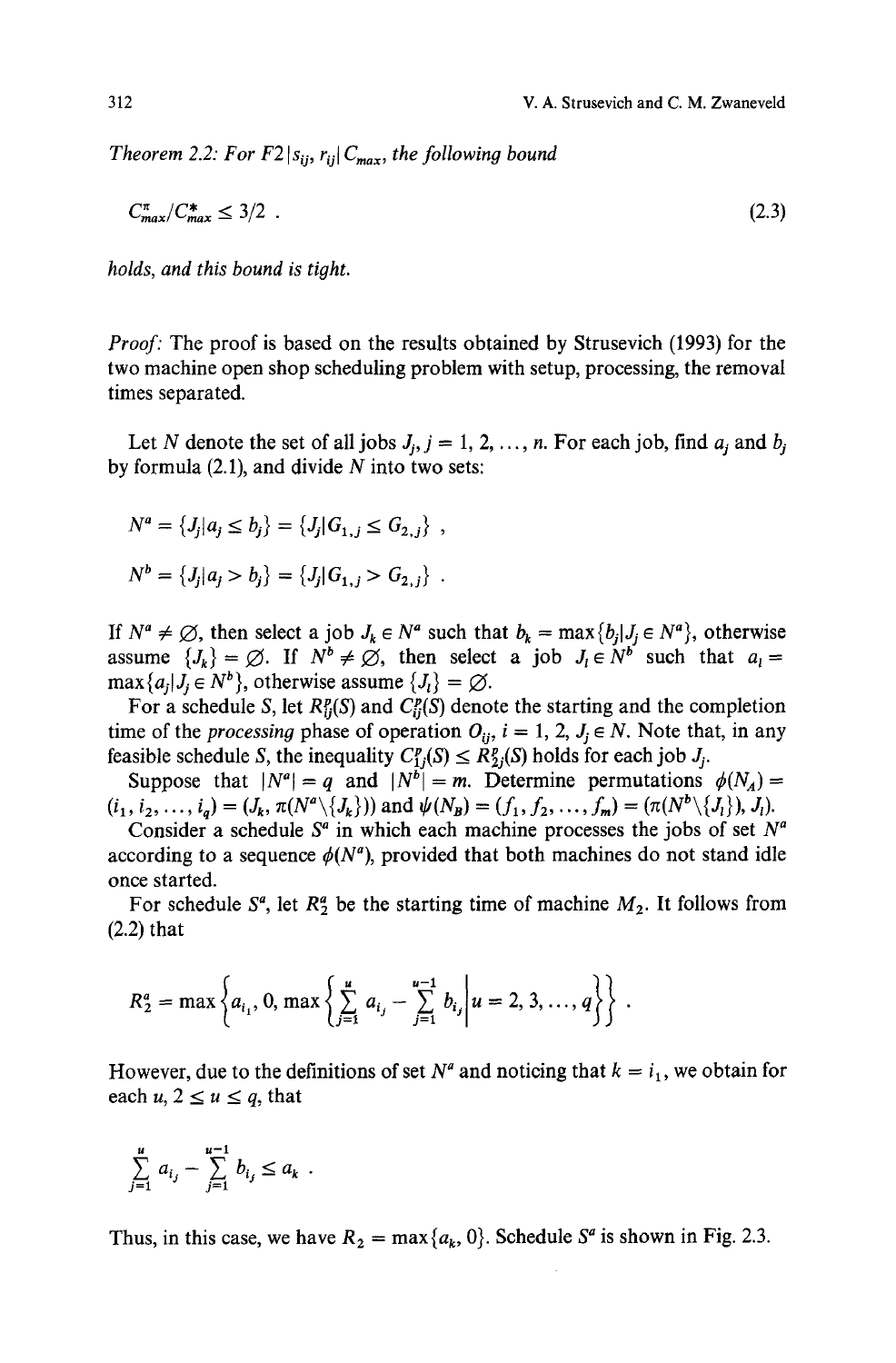*Theorem 2.2: For $F2|s_{ij}, r_{ij}|C_{max}$, the following bound*

$$C^{\pi}_{max}/C^{*}_{max} \leq 3/2 \ . \tag{2.3}$$

*holds, and this bound is tight.*

*Proof:* The proof is based on the results obtained by Strusevich (1993) for the two machine open shop scheduling problem with setup, processing, the removal times separated.

Let $N$ denote the set of all jobs $J_j$, $j = 1, 2, \ldots, n$. For each job, find $a_j$ and $b_j$ by formula (2.1), and divide $N$ into two sets:

$$N^a = \{J_j | a_j \leq b_j\} = \{J_j | G_{1,j} \leq G_{2,j}\} \ ,$$

$$N^b = \{J_j | a_j > b_j\} = \{J_j | G_{1,j} > G_{2,j}\} \ .$$

If $N^a \neq \emptyset$, then select a job $J_k \in N^a$ such that $b_k = \max\{b_j | J_j \in N^a\}$, otherwise assume $\{J_k\} = \emptyset$. If $N^b \neq \emptyset$, then select a job $J_l \in N^b$ such that $a_l = \max\{a_j | J_j \in N^b\}$, otherwise assume $\{J_l\} = \emptyset$.

For a schedule $S$, let $R^p_{ij}(S)$ and $C^p_{ij}(S)$ denote the starting and the completion time of the *processing* phase of operation $O_{ij}$, $i = 1, 2$, $J_j \in N$. Note that, in any feasible schedule $S$, the inequality $C^p_{1j}(S) \leq R^p_{2j}(S)$ holds for each job $J_j$.

Suppose that $|N^a| = q$ and $|N^b| = m$. Determine permutations $\phi(N_A) = (i_1, i_2, \ldots, i_q) = (J_k, \pi(N^a \backslash \{J_k\}))$ and $\psi(N_B) = (f_1, f_2, \ldots, f_m) = (\pi(N^b \backslash \{J_l\}), J_l)$.

Consider a schedule $S^a$ in which each machine processes the jobs of set $N^a$ according to a sequence $\phi(N^a)$, provided that both machines do not stand idle once started.

For schedule $S^a$, let $R^a_2$ be the starting time of machine $M_2$. It follows from (2.2) that

$$R^a_2 = \max\left\{a_{i_1}, 0, \max\left\{\sum_{j=1}^{u} a_{i_j} - \sum_{j=1}^{u-1} b_{i_j} \middle| u = 2, 3, \ldots, q\right\}\right\} \ .$$

However, due to the definitions of set $N^a$ and noticing that $k = i_1$, we obtain for each $u$, $2 \leq u \leq q$, that

$$\sum_{j=1}^{u} a_{i_j} - \sum_{j=1}^{u-1} b_{i_j} \leq a_k \ .$$

Thus, in this case, we have $R_2 = \max\{a_k, 0\}$. Schedule $S^a$ is shown in Fig. 2.3.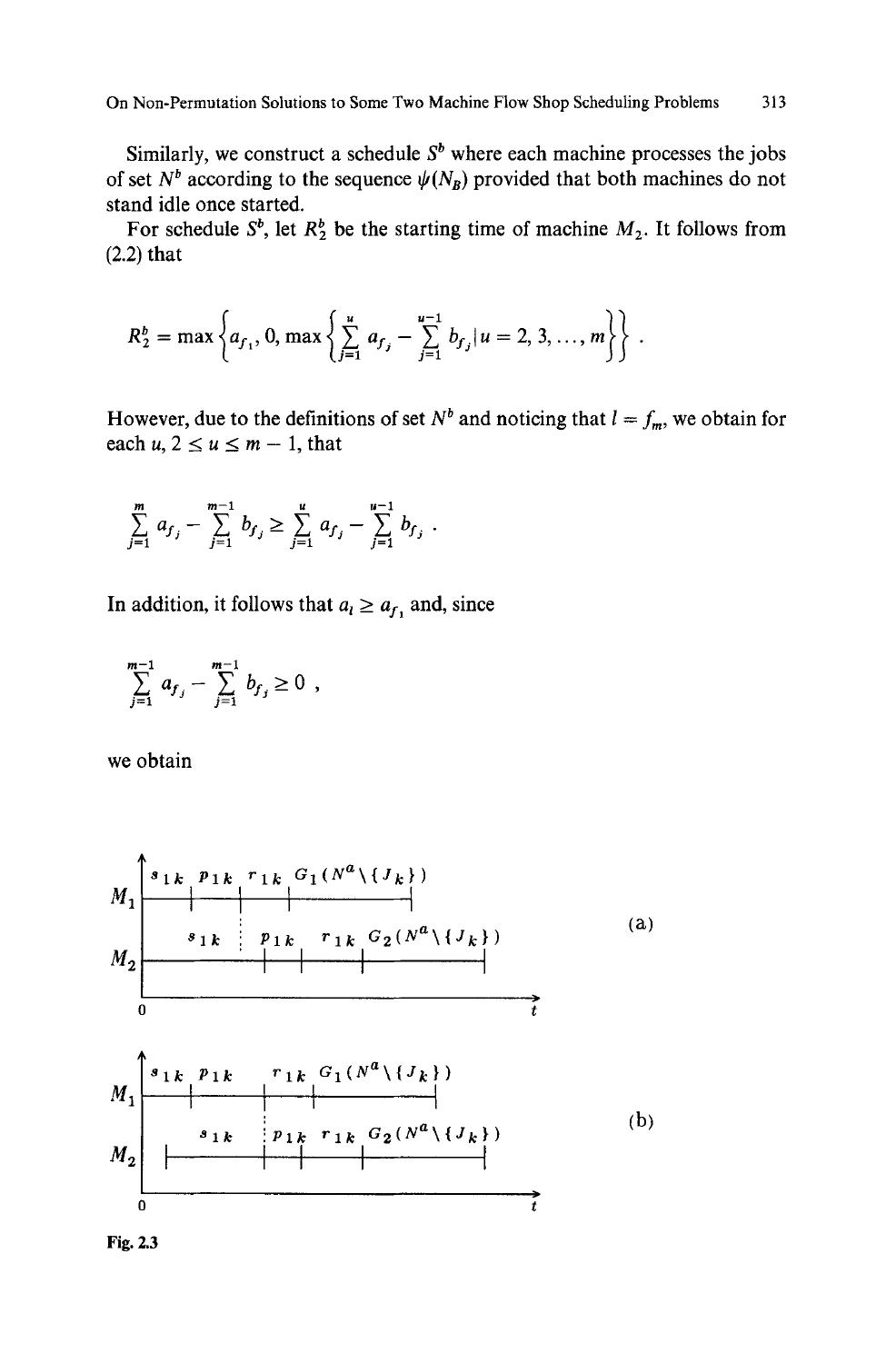Similarly, we construct a schedule $S^b$ where each machine processes the jobs of set $N^b$ according to the sequence $\psi(N_B)$ provided that both machines do not stand idle once started.

For schedule $S^b$, let $R_2^b$ be the starting time of machine $M_2$. It follows from (2.2) that

$$R_2^b = \max\left\{a_{f_1}, 0, \max\left\{\sum_{j=1}^{u} a_{f_j} - \sum_{j=1}^{u-1} b_{f_j} | u = 2, 3, \ldots, m\right\}\right\} .$$

However, due to the definitions of set $N^b$ and noticing that $l = f_m$, we obtain for each $u$, $2 \le u \le m - 1$, that

$$\sum_{j=1}^{m} a_{f_j} - \sum_{j=1}^{m-1} b_{f_j} \ge \sum_{j=1}^{u} a_{f_j} - \sum_{j=1}^{u-1} b_{f_j} .$$

In addition, it follows that $a_l \ge a_{f_1}$ and, since

$$\sum_{j=1}^{m-1} a_{f_j} - \sum_{j=1}^{m-1} b_{f_j} \ge 0 ,$$

we obtain

Fig. 2.3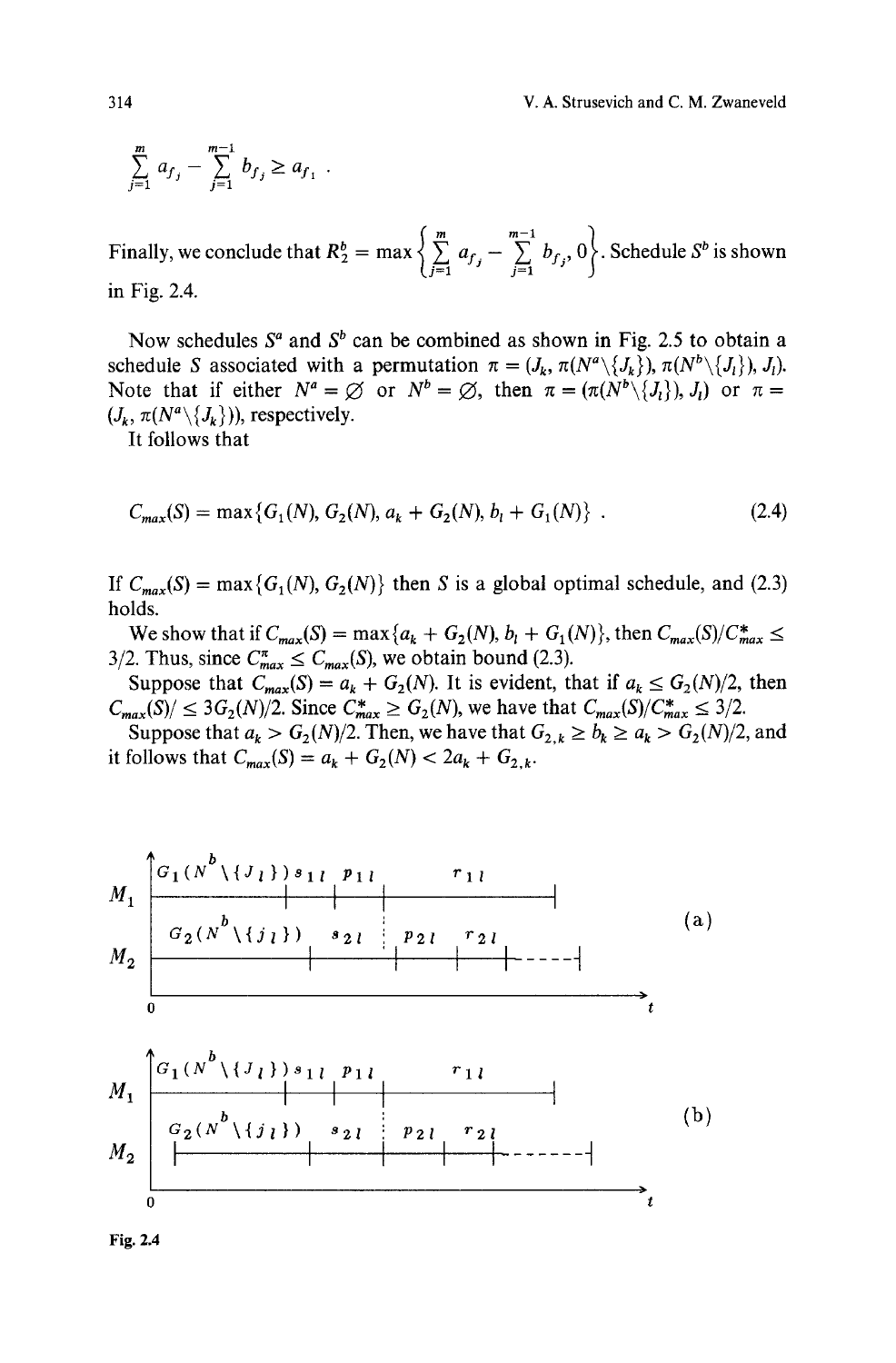$$\sum_{j=1}^{m} a_{f_j} - \sum_{j=1}^{m-1} b_{f_j} \geq a_{f_1} .$$

Finally, we conclude that $R_2^b = \max\left\{\sum_{j=1}^{m} a_{f_j} - \sum_{j=1}^{m-1} b_{f_j}, 0\right\}$. Schedule $S^b$ is shown in Fig. 2.4.

Now schedules $S^a$ and $S^b$ can be combined as shown in Fig. 2.5 to obtain a schedule $S$ associated with a permutation $\pi = (J_k, \pi(N^a \backslash \{J_k\}), \pi(N^b \backslash \{J_l\}), J_l)$. Note that if either $N^a = \varnothing$ or $N^b = \varnothing$, then $\pi = (\pi(N^b \backslash \{J_l\}), J_l)$ or $\pi = (J_k, \pi(N^a \backslash \{J_k\}))$, respectively.

It follows that

$$C_{max}(S) = \max\{G_1(N), G_2(N), a_k + G_2(N), b_l + G_1(N)\} . \tag{2.4}$$

If $C_{max}(S) = \max\{G_1(N), G_2(N)\}$ then $S$ is a global optimal schedule, and (2.3) holds.

We show that if $C_{max}(S) = \max\{a_k + G_2(N), b_l + G_1(N)\}$, then $C_{max}(S)/C^*_{max} \leq 3/2$. Thus, since $C^{\pi}_{max} \leq C_{max}(S)$, we obtain bound (2.3).

Suppose that $C_{max}(S) = a_k + G_2(N)$. It is evident, that if $a_k \leq G_2(N)/2$, then $C_{max}(S)/ \leq 3G_2(N)/2$. Since $C^*_{max} \geq G_2(N)$, we have that $C_{max}(S)/C^*_{max} \leq 3/2$.

Suppose that $a_k > G_2(N)/2$. Then, we have that $G_{2,k} \geq b_k \geq a_k > G_2(N)/2$, and it follows that $C_{max}(S) = a_k + G_2(N) < 2a_k + G_{2,k}$.

Fig. 2.4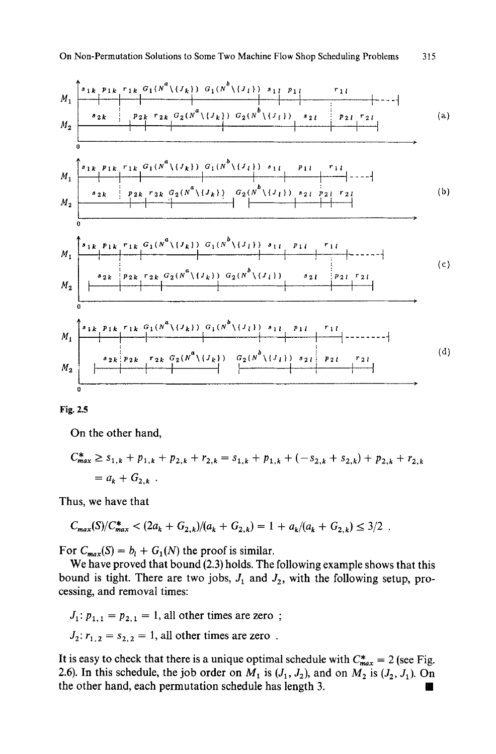Fig. 2.5

On the other hand,

$$C^*_{max} \geq s_{1,k} + p_{1,k} + p_{2,k} + r_{2,k} = s_{1,k} + p_{1,k} + (-s_{2,k} + s_{2,k}) + p_{2,k} + r_{2,k}$$
$$= a_k + G_{2,k} \ .$$

Thus, we have that

$$C_{max}(S)/C^*_{max} < (2a_k + G_{2,k})/(a_k + G_{2,k}) = 1 + a_k/(a_k + G_{2,k}) \leq 3/2 \ .$$

For $C_{max}(S) = b_l + G_1(N)$ the proof is similar.

We have proved that bound (2.3) holds. The following example shows that this bound is tight. There are two jobs, $J_1$ and $J_2$, with the following setup, processing, and removal times:

$J_1$: $p_{1,1} = p_{2,1} = 1$, all other times are zero ;

$J_2$: $r_{1,2} = s_{2,2} = 1$, all other times are zero .

It is easy to check that there is a unique optimal schedule with $C^*_{max} = 2$ (see Fig. 2.6). In this schedule, the job order on $M_1$ is $(J_1, J_2)$, and on $M_2$ is $(J_2, J_1)$. On the other hand, each permutation schedule has length 3. ∎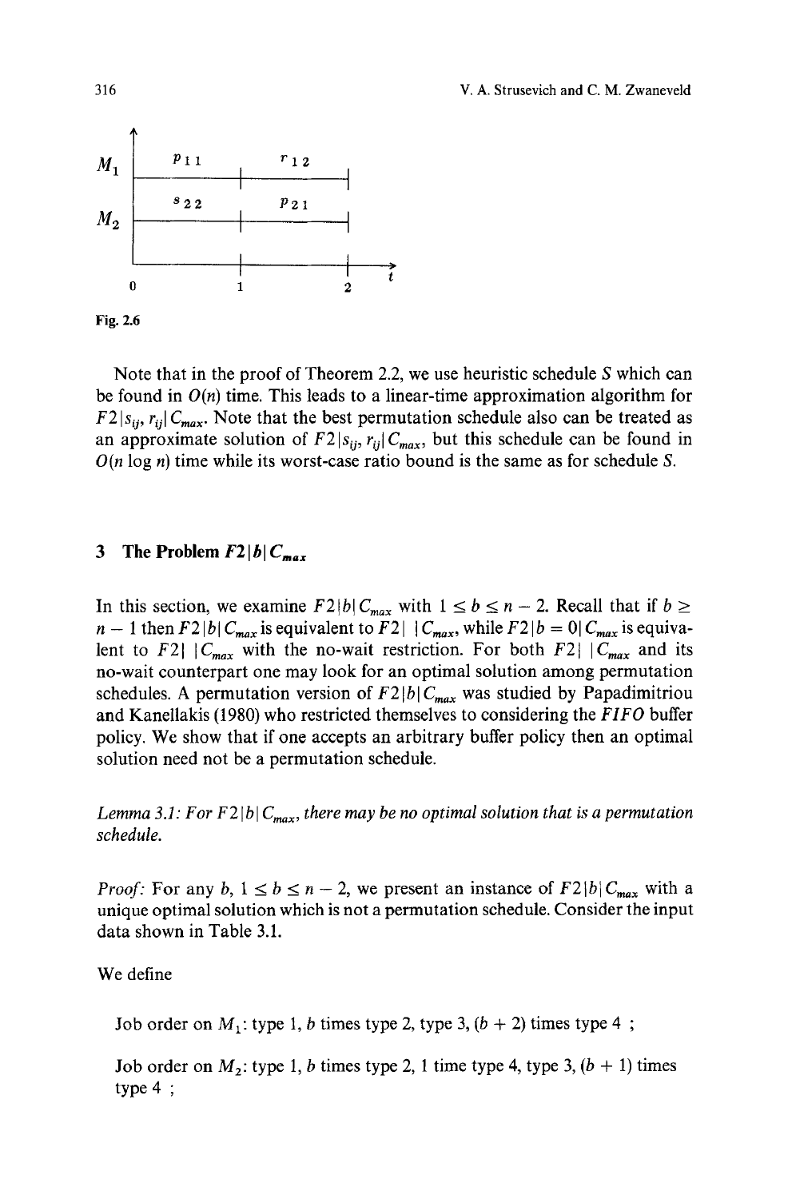Fig. 2.6

Note that in the proof of Theorem 2.2, we use heuristic schedule $S$ which can be found in $O(n)$ time. This leads to a linear-time approximation algorithm for $F2|s_{ij}, r_{ij}|C_{max}$. Note that the best permutation schedule also can be treated as an approximate solution of $F2|s_{ij}, r_{ij}|C_{max}$, but this schedule can be found in $O(n \log n)$ time while its worst-case ratio bound is the same as for schedule $S$.

## 3 The Problem $F2|b|C_{max}$

In this section, we examine $F2|b|C_{max}$ with $1 \leq b \leq n-2$. Recall that if $b \geq n-1$ then $F2|b|C_{max}$ is equivalent to $F2|\ |C_{max}$, while $F2|b=0|C_{max}$ is equivalent to $F2|\ |C_{max}$ with the no-wait restriction. For both $F2|\ |C_{max}$ and its no-wait counterpart one may look for an optimal solution among permutation schedules. A permutation version of $F2|b|C_{max}$ was studied by Papadimitriou and Kanellakis (1980) who restricted themselves to considering the *FIFO* buffer policy. We show that if one accepts an arbitrary buffer policy then an optimal solution need not be a permutation schedule.

*Lemma 3.1: For $F2|b|C_{max}$, there may be no optimal solution that is a permutation schedule.*

*Proof:* For any $b$, $1 \leq b \leq n-2$, we present an instance of $F2|b|C_{max}$ with a unique optimal solution which is not a permutation schedule. Consider the input data shown in Table 3.1.

We define

Job order on $M_1$: type 1, $b$ times type 2, type 3, $(b+2)$ times type 4 ;

Job order on $M_2$: type 1, $b$ times type 2, 1 time type 4, type 3, $(b+1)$ times type 4 ;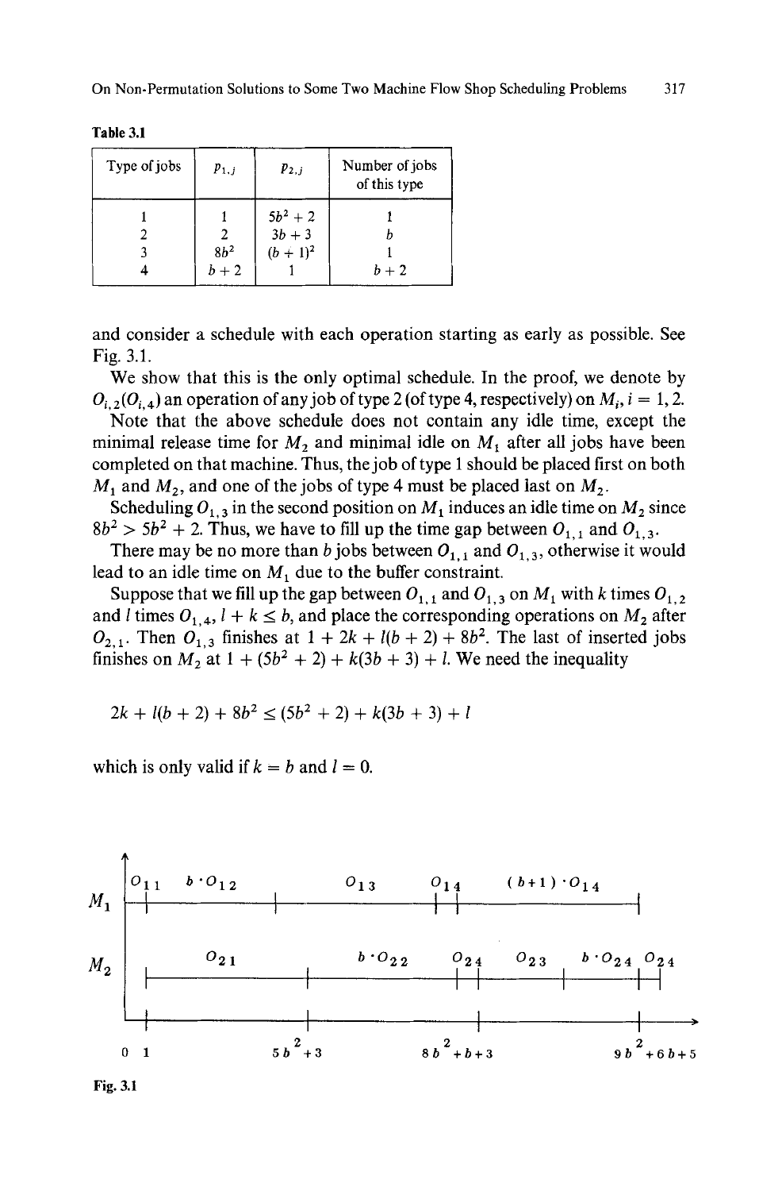Table 3.1

| Type of jobs | $p_{1,j}$ | $p_{2,j}$ | Number of jobs of this type |
|---|---|---|---|
| 1 | 1 | $5b^2+2$ | 1 |
| 2 | 2 | $3b+3$ | $b$ |
| 3 | $8b^2$ | $(b+1)^2$ | 1 |
| 4 | $b+2$ | 1 | $b+2$ |

and consider a schedule with each operation starting as early as possible. See Fig. 3.1.

We show that this is the only optimal schedule. In the proof, we denote by $O_{i,2}(O_{i,4})$ an operation of any job of type 2 (of type 4, respectively) on $M_i$, $i = 1, 2$.

Note that the above schedule does not contain any idle time, except the minimal release time for $M_2$ and minimal idle on $M_1$ after all jobs have been completed on that machine. Thus, the job of type 1 should be placed first on both $M_1$ and $M_2$, and one of the jobs of type 4 must be placed last on $M_2$.

Scheduling $O_{1,3}$ in the second position on $M_1$ induces an idle time on $M_2$ since $8b^2 > 5b^2 + 2$. Thus, we have to fill up the time gap between $O_{1,1}$ and $O_{1,3}$.

There may be no more than $b$ jobs between $O_{1,1}$ and $O_{1,3}$, otherwise it would lead to an idle time on $M_1$ due to the buffer constraint.

Suppose that we fill up the gap between $O_{1,1}$ and $O_{1,3}$ on $M_1$ with $k$ times $O_{1,2}$ and $l$ times $O_{1,4}$, $l + k \leq b$, and place the corresponding operations on $M_2$ after $O_{2,1}$. Then $O_{1,3}$ finishes at $1 + 2k + l(b+2) + 8b^2$. The last of inserted jobs finishes on $M_2$ at $1 + (5b^2 + 2) + k(3b + 3) + l$. We need the inequality

$$2k + l(b+2) + 8b^2 \leq (5b^2 + 2) + k(3b + 3) + l$$

which is only valid if $k = b$ and $l = 0$.

Fig. 3.1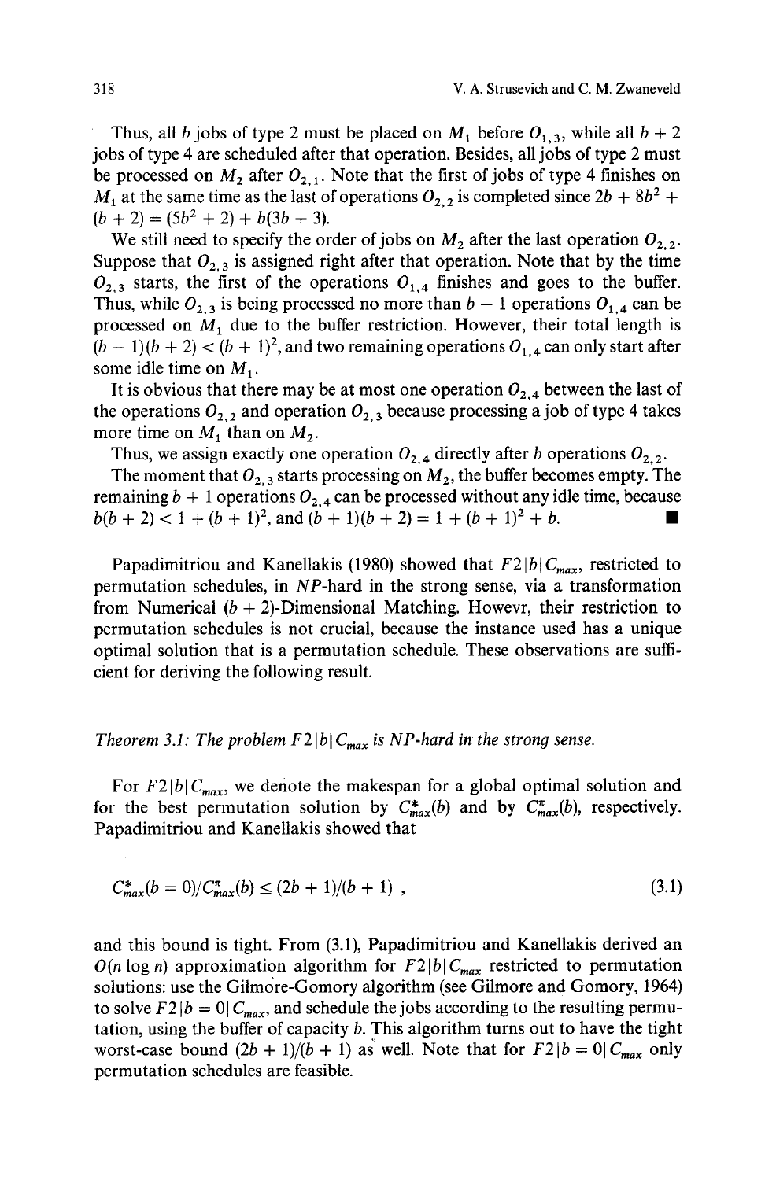Thus, all $b$ jobs of type 2 must be placed on $M_1$ before $O_{1,3}$, while all $b + 2$ jobs of type 4 are scheduled after that operation. Besides, all jobs of type 2 must be processed on $M_2$ after $O_{2,1}$. Note that the first of jobs of type 4 finishes on $M_1$ at the same time as the last of operations $O_{2,2}$ is completed since $2b + 8b^2 + (b + 2) = (5b^2 + 2) + b(3b + 3)$.

We still need to specify the order of jobs on $M_2$ after the last operation $O_{2,2}$. Suppose that $O_{2,3}$ is assigned right after that operation. Note that by the time $O_{2,3}$ starts, the first of the operations $O_{1,4}$ finishes and goes to the buffer. Thus, while $O_{2,3}$ is being processed no more than $b - 1$ operations $O_{1,4}$ can be processed on $M_1$ due to the buffer restriction. However, their total length is $(b - 1)(b + 2) < (b + 1)^2$, and two remaining operations $O_{1,4}$ can only start after some idle time on $M_1$.

It is obvious that there may be at most one operation $O_{2,4}$ between the last of the operations $O_{2,2}$ and operation $O_{2,3}$ because processing a job of type 4 takes more time on $M_1$ than on $M_2$.

Thus, we assign exactly one operation $O_{2,4}$ directly after $b$ operations $O_{2,2}$.

The moment that $O_{2,3}$ starts processing on $M_2$, the buffer becomes empty. The remaining $b + 1$ operations $O_{2,4}$ can be processed without any idle time, because $b(b + 2) < 1 + (b + 1)^2$, and $(b + 1)(b + 2) = 1 + (b + 1)^2 + b$. ■

Papadimitriou and Kanellakis (1980) showed that $F2|b|C_{max}$, restricted to permutation schedules, in *NP*-hard in the strong sense, via a transformation from Numerical $(b + 2)$-Dimensional Matching. Howevr, their restriction to permutation schedules is not crucial, because the instance used has a unique optimal solution that is a permutation schedule. These observations are sufficient for deriving the following result.

*Theorem 3.1: The problem $F2|b|C_{max}$ is NP-hard in the strong sense.*

For $F2|b|C_{max}$, we denote the makespan for a global optimal solution and for the best permutation solution by $C^*_{max}(b)$ and by $C^\pi_{max}(b)$, respectively. Papadimitriou and Kanellakis showed that

$$C^*_{max}(b = 0)/C^\pi_{max}(b) \leq (2b + 1)/(b + 1) , \tag{3.1}$$

and this bound is tight. From (3.1), Papadimitriou and Kanellakis derived an $O(n \log n)$ approximation algorithm for $F2|b|C_{max}$ restricted to permutation solutions: use the Gilmore-Gomory algorithm (see Gilmore and Gomory, 1964) to solve $F2|b = 0|C_{max}$, and schedule the jobs according to the resulting permutation, using the buffer of capacity $b$. This algorithm turns out to have the tight worst-case bound $(2b + 1)/(b + 1)$ as well. Note that for $F2|b = 0|C_{max}$ only permutation schedules are feasible.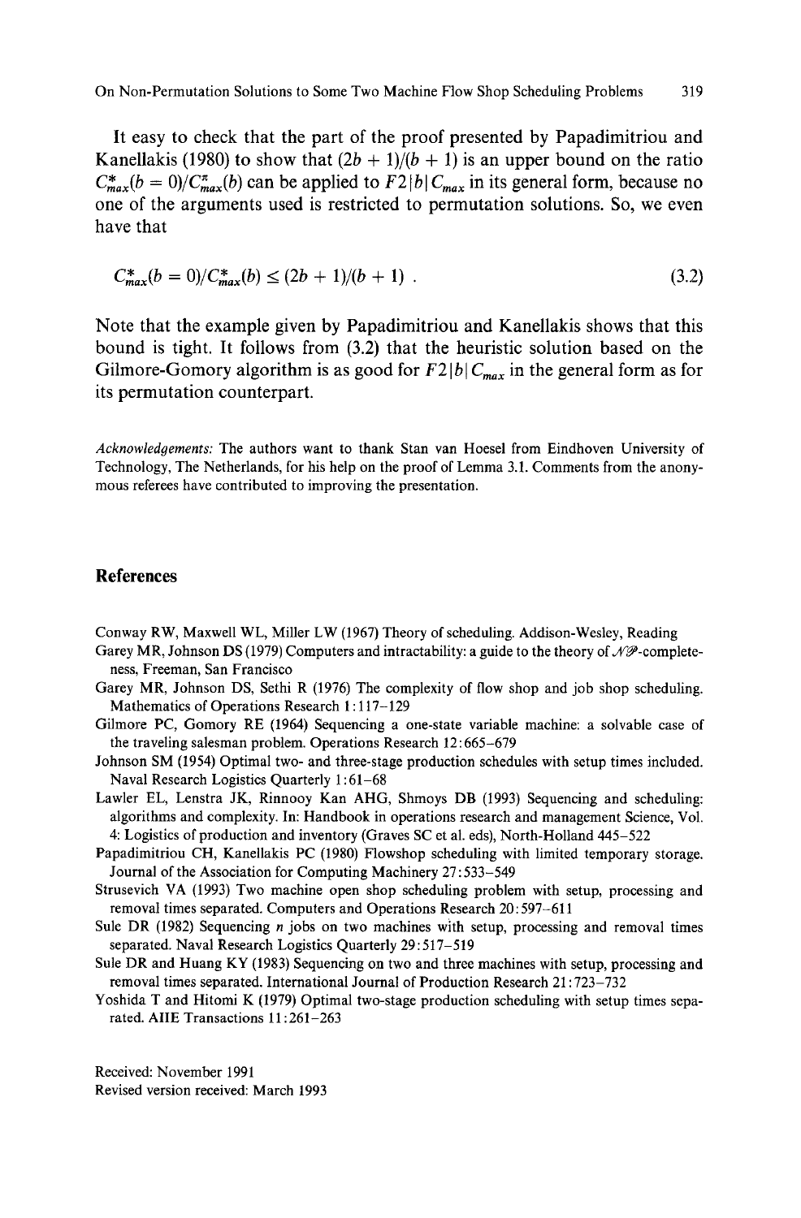It easy to check that the part of the proof presented by Papadimitriou and Kanellakis (1980) to show that $(2b + 1)/(b + 1)$ is an upper bound on the ratio $C^*_{max}(b = 0)/C^{\pi}_{max}(b)$ can be applied to $F2|b|C_{max}$ in its general form, because no one of the arguments used is restricted to permutation solutions. So, we even have that

$$C^*_{max}(b = 0)/C^*_{max}(b) \leq (2b + 1)/(b + 1) \ . \tag{3.2}$$

Note that the example given by Papadimitriou and Kanellakis shows that this bound is tight. It follows from (3.2) that the heuristic solution based on the Gilmore-Gomory algorithm is as good for $F2|b|C_{max}$ in the general form as for its permutation counterpart.

*Acknowledgements:* The authors want to thank Stan van Hoesel from Eindhoven University of Technology, The Netherlands, for his help on the proof of Lemma 3.1. Comments from the anonymous referees have contributed to improving the presentation.

## References

Conway RW, Maxwell WL, Miller LW (1967) Theory of scheduling. Addison-Wesley, Reading

Garey MR, Johnson DS (1979) Computers and intractability: a guide to the theory of $\mathcal{NP}$-completeness, Freeman, San Francisco

Garey MR, Johnson DS, Sethi R (1976) The complexity of flow shop and job shop scheduling. Mathematics of Operations Research 1:117–129

Gilmore PC, Gomory RE (1964) Sequencing a one-state variable machine: a solvable case of the traveling salesman problem. Operations Research 12:665–679

Johnson SM (1954) Optimal two- and three-stage production schedules with setup times included. Naval Research Logistics Quarterly 1:61–68

Lawler EL, Lenstra JK, Rinnooy Kan AHG, Shmoys DB (1993) Sequencing and scheduling: algorithms and complexity. In: Handbook in operations research and management Science, Vol. 4: Logistics of production and inventory (Graves SC et al. eds), North-Holland 445–522

Papadimitriou CH, Kanellakis PC (1980) Flowshop scheduling with limited temporary storage. Journal of the Association for Computing Machinery 27:533–549

Strusevich VA (1993) Two machine open shop scheduling problem with setup, processing and removal times separated. Computers and Operations Research 20:597–611

Sule DR (1982) Sequencing $n$ jobs on two machines with setup, processing and removal times separated. Naval Research Logistics Quarterly 29:517–519

Sule DR and Huang KY (1983) Sequencing on two and three machines with setup, processing and removal times separated. International Journal of Production Research 21:723–732

Yoshida T and Hitomi K (1979) Optimal two-stage production scheduling with setup times separated. AIIE Transactions 11:261–263

Received: November 1991
Revised version received: March 1993